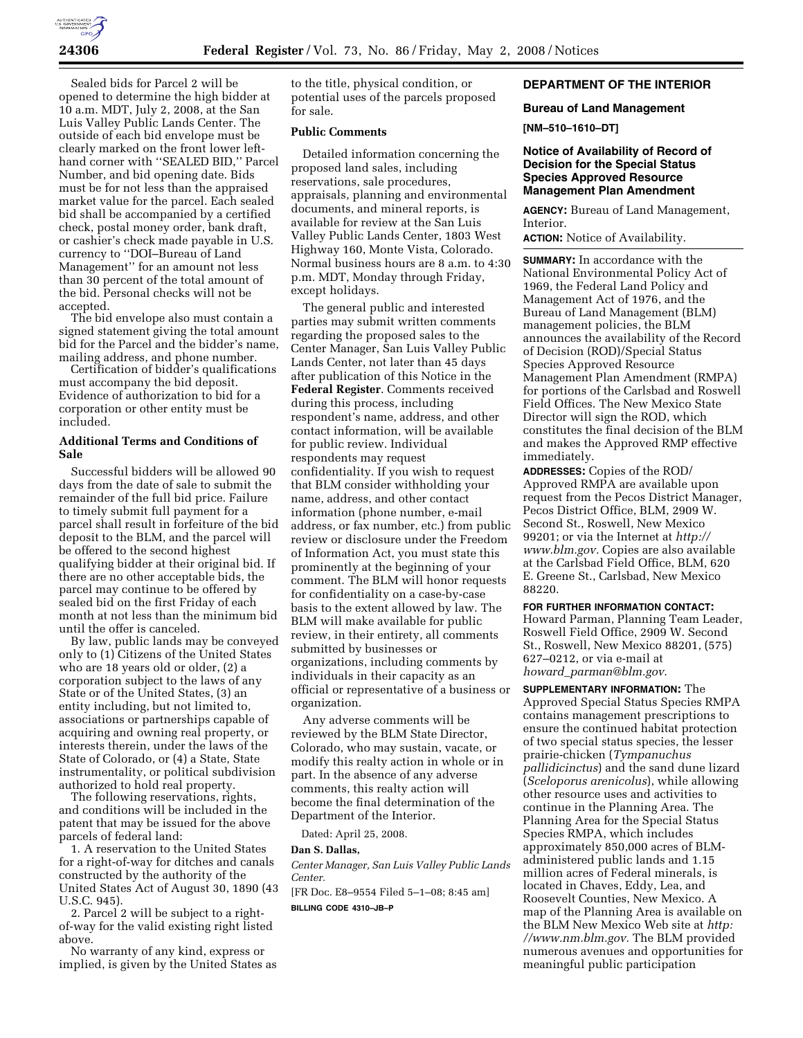Sealed bids for Parcel 2 will be opened to determine the high bidder at 10 a.m. MDT, July 2, 2008, at the San Luis Valley Public Lands Center. The outside of each bid envelope must be clearly marked on the front lower left-hand corner with ''SEALED BID,'' Parcel Number, and bid opening date. Bids must be for not less than the appraised market value for the parcel. Each sealed bid shall be accompanied by a certified check, postal money order, bank draft, or cashier's check made payable in U.S. currency to ''DOI–Bureau of Land Management'' for an amount not less than 30 percent of the total amount of the bid. Personal checks will not be accepted.

The bid envelope also must contain a signed statement giving the total amount bid for the Parcel and the bidder's name, mailing address, and phone number.

Certification of bidder's qualifications must accompany the bid deposit. Evidence of authorization to bid for a corporation or other entity must be included.

### Additional Terms and Conditions of Sale

Successful bidders will be allowed 90 days from the date of sale to submit the remainder of the full bid price. Failure to timely submit full payment for a parcel shall result in forfeiture of the bid deposit to the BLM, and the parcel will be offered to the second highest qualifying bidder at their original bid. If there are no other acceptable bids, the parcel may continue to be offered by sealed bid on the first Friday of each month at not less than the minimum bid until the offer is canceled.

By law, public lands may be conveyed only to (1) Citizens of the United States who are 18 years old or older, (2) a corporation subject to the laws of any State or of the United States, (3) an entity including, but not limited to, associations or partnerships capable of acquiring and owning real property, or interests therein, under the laws of the State of Colorado, or (4) a State, State instrumentality, or political subdivision authorized to hold real property.

The following reservations, rights, and conditions will be included in the patent that may be issued for the above parcels of federal land:

1. A reservation to the United States for a right-of-way for ditches and canals constructed by the authority of the United States Act of August 30, 1890 (43 U.S.C. 945).

2. Parcel 2 will be subject to a right-of-way for the valid existing right listed above.

No warranty of any kind, express or implied, is given by the United States as to the title, physical condition, or potential uses of the parcels proposed for sale.

### Public Comments

Detailed information concerning the proposed land sales, including reservations, sale procedures, appraisals, planning and environmental documents, and mineral reports, is available for review at the San Luis Valley Public Lands Center, 1803 West Highway 160, Monte Vista, Colorado. Normal business hours are 8 a.m. to 4:30 p.m. MDT, Monday through Friday, except holidays.

The general public and interested parties may submit written comments regarding the proposed sales to the Center Manager, San Luis Valley Public Lands Center, not later than 45 days after publication of this Notice in the **Federal Register**. Comments received during this process, including respondent's name, address, and other contact information, will be available for public review. Individual respondents may request confidentiality. If you wish to request that BLM consider withholding your name, address, and other contact information (phone number, e-mail address, or fax number, etc.) from public review or disclosure under the Freedom of Information Act, you must state this prominently at the beginning of your comment. The BLM will honor requests for confidentiality on a case-by-case basis to the extent allowed by law. The BLM will make available for public review, in their entirety, all comments submitted by businesses or organizations, including comments by individuals in their capacity as an official or representative of a business or organization.

Any adverse comments will be reviewed by the BLM State Director, Colorado, who may sustain, vacate, or modify this realty action in whole or in part. In the absence of any adverse comments, this realty action will become the final determination of the Department of the Interior.

Dated: April 25, 2008.

**Dan S. Dallas,**

*Center Manager, San Luis Valley Public Lands Center.*

[FR Doc. E8–9554 Filed 5–1–08; 8:45 am]

**BILLING CODE 4310–JB–P**

## DEPARTMENT OF THE INTERIOR

### Bureau of Land Management

**[NM–510–1610–DT]**

### Notice of Availability of Record of Decision for the Special Status Species Approved Resource Management Plan Amendment

**AGENCY:** Bureau of Land Management, Interior.

**ACTION:** Notice of Availability.

**SUMMARY:** In accordance with the National Environmental Policy Act of 1969, the Federal Land Policy and Management Act of 1976, and the Bureau of Land Management (BLM) management policies, the BLM announces the availability of the Record of Decision (ROD)/Special Status Species Approved Resource Management Plan Amendment (RMPA) for portions of the Carlsbad and Roswell Field Offices. The New Mexico State Director will sign the ROD, which constitutes the final decision of the BLM and makes the Approved RMP effective immediately.

**ADDRESSES:** Copies of the ROD/Approved RMPA are available upon request from the Pecos District Manager, Pecos District Office, BLM, 2909 W. Second St., Roswell, New Mexico 99201; or via the Internet at *http://www.blm.gov.* Copies are also available at the Carlsbad Field Office, BLM, 620 E. Greene St., Carlsbad, New Mexico 88220.

**FOR FURTHER INFORMATION CONTACT:** Howard Parman, Planning Team Leader, Roswell Field Office, 2909 W. Second St., Roswell, New Mexico 88201, (575) 627–0212, or via e-mail at *howard_parman@blm.gov.*

**SUPPLEMENTARY INFORMATION:** The Approved Special Status Species RMPA contains management prescriptions to ensure the continued habitat protection of two special status species, the lesser prairie-chicken (*Tympanuchus pallidicinctus*) and the sand dune lizard (*Sceloporus arenicolus*), while allowing other resource uses and activities to continue in the Planning Area. The Planning Area for the Special Status Species RMPA, which includes approximately 850,000 acres of BLM-administered public lands and 1.15 million acres of Federal minerals, is located in Chaves, Eddy, Lea, and Roosevelt Counties, New Mexico. A map of the Planning Area is available on the BLM New Mexico Web site at *http://www.nm.blm.gov.* The BLM provided numerous avenues and opportunities for meaningful public participation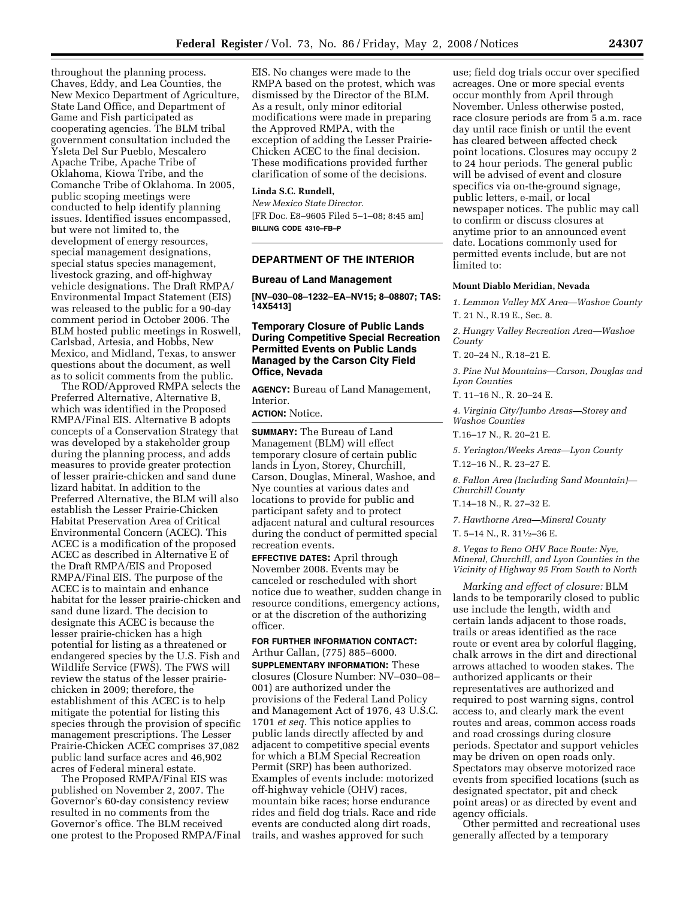throughout the planning process. Chaves, Eddy, and Lea Counties, the New Mexico Department of Agriculture, State Land Office, and Department of Game and Fish participated as cooperating agencies. The BLM tribal government consultation included the Ysleta Del Sur Pueblo, Mescalero Apache Tribe, Apache Tribe of Oklahoma, Kiowa Tribe, and the Comanche Tribe of Oklahoma. In 2005, public scoping meetings were conducted to help identify planning issues. Identified issues encompassed, but were not limited to, the development of energy resources, special management designations, special status species management, livestock grazing, and off-highway vehicle designations. The Draft RMPA/Environmental Impact Statement (EIS) was released to the public for a 90-day comment period in October 2006. The BLM hosted public meetings in Roswell, Carlsbad, Artesia, and Hobbs, New Mexico, and Midland, Texas, to answer questions about the document, as well as to solicit comments from the public.

The ROD/Approved RMPA selects the Preferred Alternative, Alternative B, which was identified in the Proposed RMPA/Final EIS. Alternative B adopts concepts of a Conservation Strategy that was developed by a stakeholder group during the planning process, and adds measures to provide greater protection of lesser prairie-chicken and sand dune lizard habitat. In addition to the Preferred Alternative, the BLM will also establish the Lesser Prairie-Chicken Habitat Preservation Area of Critical Environmental Concern (ACEC). This ACEC is a modification of the proposed ACEC as described in Alternative E of the Draft RMPA/EIS and Proposed RMPA/Final EIS. The purpose of the ACEC is to maintain and enhance habitat for the lesser prairie-chicken and sand dune lizard. The decision to designate this ACEC is because the lesser prairie-chicken has a high potential for listing as a threatened or endangered species by the U.S. Fish and Wildlife Service (FWS). The FWS will review the status of the lesser prairie-chicken in 2009; therefore, the establishment of this ACEC is to help mitigate the potential for listing this species through the provision of specific management prescriptions. The Lesser Prairie-Chicken ACEC comprises 37,082 public land surface acres and 46,902 acres of Federal mineral estate.

The Proposed RMPA/Final EIS was published on November 2, 2007. The Governor's 60-day consistency review resulted in no comments from the Governor's office. The BLM received one protest to the Proposed RMPA/Final EIS. No changes were made to the RMPA based on the protest, which was dismissed by the Director of the BLM. As a result, only minor editorial modifications were made in preparing the Approved RMPA, with the exception of adding the Lesser Prairie-Chicken ACEC to the final decision. These modifications provided further clarification of some of the decisions.

**Linda S.C. Rundell,**

*New Mexico State Director.*

[FR Doc. E8–9605 Filed 5–1–08; 8:45 am]

**BILLING CODE 4310–FB–P**

## DEPARTMENT OF THE INTERIOR

### Bureau of Land Management

**[NV–030–08–1232–EA–NV15; 8–08807; TAS: 14X5413]**

### Temporary Closure of Public Lands During Competitive Special Recreation Permitted Events on Public Lands Managed by the Carson City Field Office, Nevada

**AGENCY:** Bureau of Land Management, Interior.

**ACTION:** Notice.

**SUMMARY:** The Bureau of Land Management (BLM) will effect temporary closure of certain public lands in Lyon, Storey, Churchill, Carson, Douglas, Mineral, Washoe, and Nye counties at various dates and locations to provide for public and participant safety and to protect adjacent natural and cultural resources during the conduct of permitted special recreation events.

**EFFECTIVE DATES:** April through November 2008. Events may be canceled or rescheduled with short notice due to weather, sudden change in resource conditions, emergency actions, or at the discretion of the authorizing officer.

**FOR FURTHER INFORMATION CONTACT:** Arthur Callan, (775) 885–6000.

**SUPPLEMENTARY INFORMATION:** These closures (Closure Number: NV–030–08–001) are authorized under the provisions of the Federal Land Policy and Management Act of 1976, 43 U.S.C. 1701 *et seq.* This notice applies to public lands directly affected by and adjacent to competitive special events for which a BLM Special Recreation Permit (SRP) has been authorized. Examples of events include: motorized off-highway vehicle (OHV) races, mountain bike races; horse endurance rides and field dog trials. Race and ride events are conducted along dirt roads, trails, and washes approved for such use; field dog trials occur over specified acreages. One or more special events occur monthly from April through November. Unless otherwise posted, race closure periods are from 5 a.m. race day until race finish or until the event has cleared between affected check point locations. Closures may occupy 2 to 24 hour periods. The general public will be advised of event and closure specifics via on-the-ground signage, public letters, e-mail, or local newspaper notices. The public may call to confirm or discuss closures at anytime prior to an announced event date. Locations commonly used for permitted events include, but are not limited to:

**Mount Diablo Meridian, Nevada**

*1. Lemmon Valley MX Area—Washoe County*

T. 21 N., R.19 E., Sec. 8.

*2. Hungry Valley Recreation Area—Washoe County*

T. 20–24 N., R.18–21 E.

*3. Pine Nut Mountains—Carson, Douglas and Lyon Counties*

T. 11–16 N., R. 20–24 E.

*4. Virginia City/Jumbo Areas—Storey and Washoe Counties*

T.16–17 N., R. 20–21 E.

*5. Yerington/Weeks Areas—Lyon County*

T.12–16 N., R. 23–27 E.

*6. Fallon Area (Including Sand Mountain)—Churchill County*

T.14–18 N., R. 27–32 E.

*7. Hawthorne Area—Mineral County*

T. 5–14 N., R. 31½–36 E.

*8. Vegas to Reno OHV Race Route: Nye, Mineral, Churchill, and Lyon Counties in the Vicinity of Highway 95 From South to North*

*Marking and effect of closure:* BLM lands to be temporarily closed to public use include the length, width and certain lands adjacent to those roads, trails or areas identified as the race route or event area by colorful flagging, chalk arrows in the dirt and directional arrows attached to wooden stakes. The authorized applicants or their representatives are authorized and required to post warning signs, control access to, and clearly mark the event routes and areas, common access roads and road crossings during closure periods. Spectator and support vehicles may be driven on open roads only. Spectators may observe motorized race events from specified locations (such as designated spectator, pit and check point areas) or as directed by event and agency officials.

Other permitted and recreational uses generally affected by a temporary